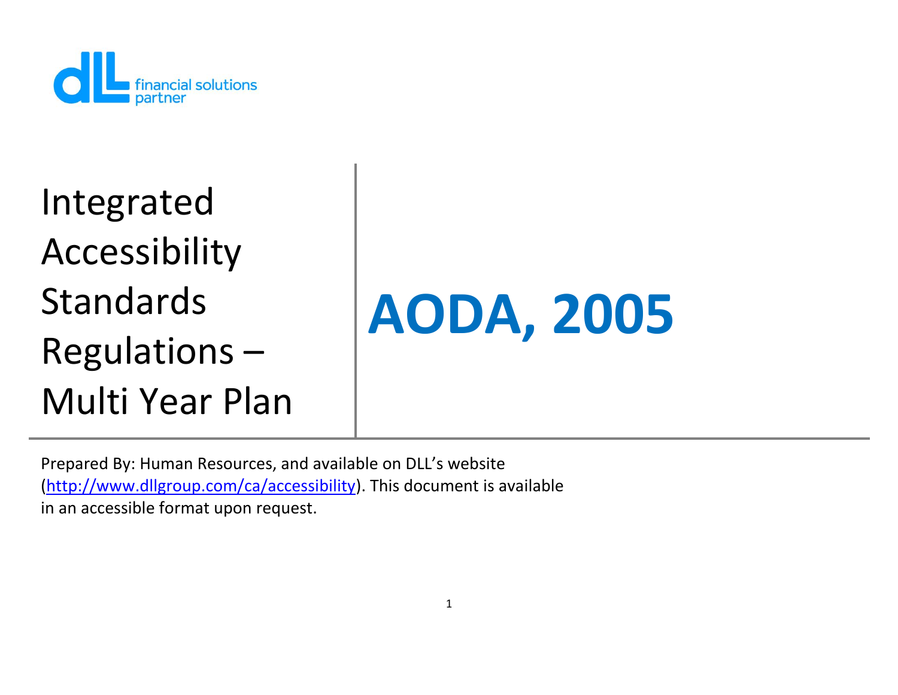dlL financial solutions partner

# Integrated Accessibility Standards Regulations – Multi Year Plan

# AODA, 2005

Prepared By: Human Resources, and available on DLL's website ([http://www.dllgroup.com/ca/accessibility](http://www.dllgroup.com/ca/accessibility)). This document is available in an accessible format upon request.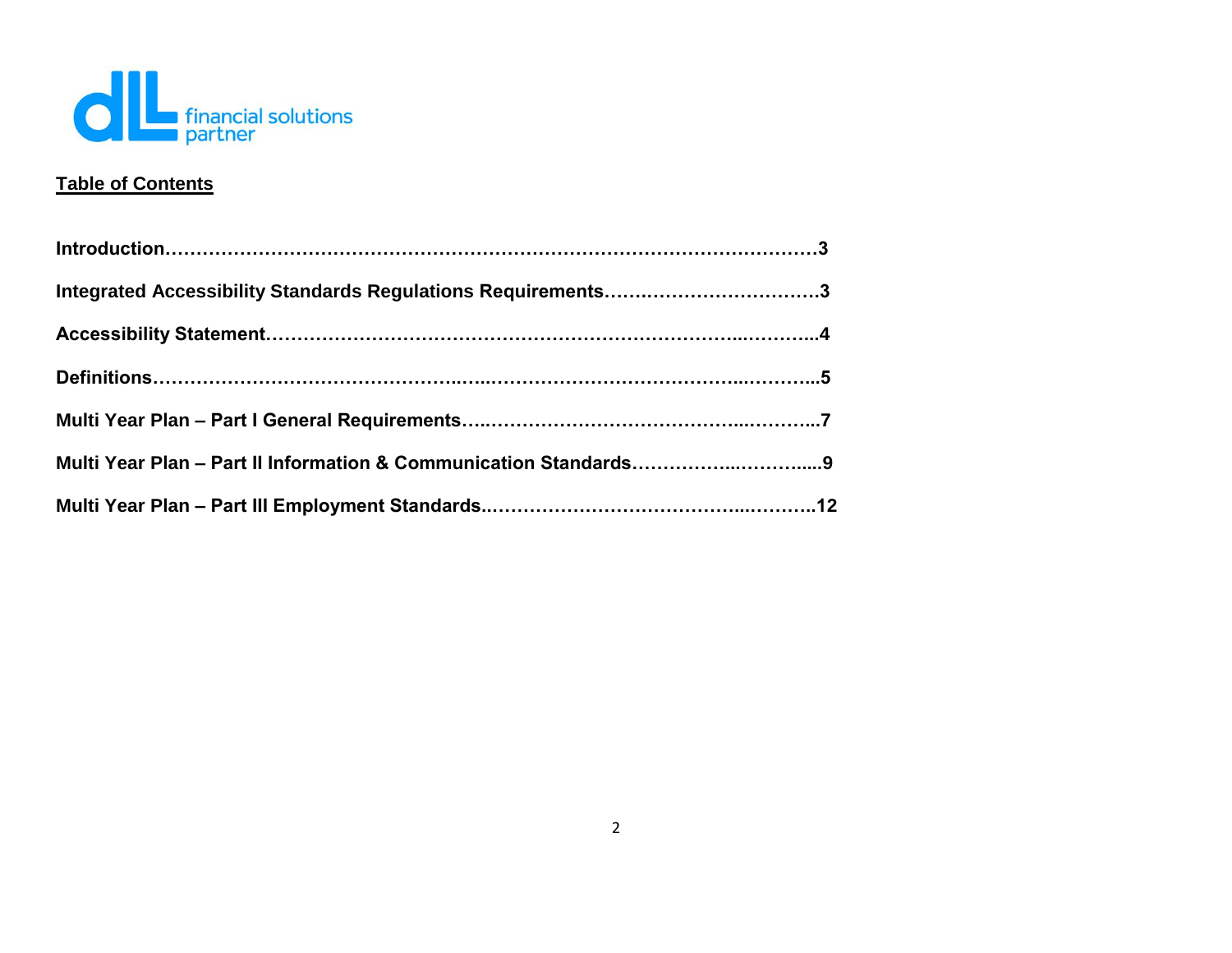## Table of Contents

**Introduction……………………………………………………………………………………………3**

**Integrated Accessibility Standards Regulations Requirements…….……………………….3**

**Accessibility Statement………………………………………………………………..………...4**

**Definitions…………………………………………..…...…………………………………...………..5**

**Multi Year Plan – Part I General Requirements…..…………………………………...………...7**

**Multi Year Plan – Part II Information & Communication Standards……………...………....9**

**Multi Year Plan – Part III Employment Standards..………………………………...………..12**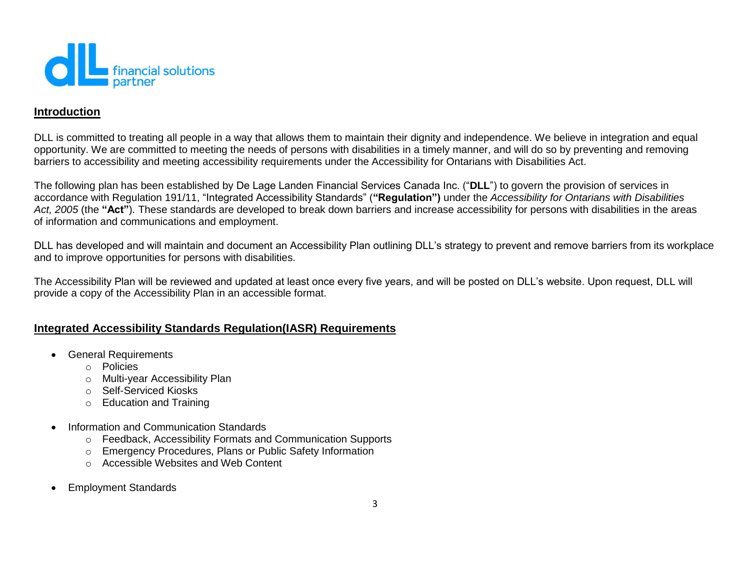## Introduction

DLL is committed to treating all people in a way that allows them to maintain their dignity and independence. We believe in integration and equal opportunity. We are committed to meeting the needs of persons with disabilities in a timely manner, and will do so by preventing and removing barriers to accessibility and meeting accessibility requirements under the Accessibility for Ontarians with Disabilities Act.

The following plan has been established by De Lage Landen Financial Services Canada Inc. ("**DLL**") to govern the provision of services in accordance with Regulation 191/11, "Integrated Accessibility Standards" (**"Regulation")** under the *Accessibility for Ontarians with Disabilities Act, 2005* (the **"Act"**). These standards are developed to break down barriers and increase accessibility for persons with disabilities in the areas of information and communications and employment.

DLL has developed and will maintain and document an Accessibility Plan outlining DLL's strategy to prevent and remove barriers from its workplace and to improve opportunities for persons with disabilities.

The Accessibility Plan will be reviewed and updated at least once every five years, and will be posted on DLL's website. Upon request, DLL will provide a copy of the Accessibility Plan in an accessible format.

## Integrated Accessibility Standards Regulation(IASR) Requirements

- General Requirements
    - Policies
    - Multi-year Accessibility Plan
    - Self-Serviced Kiosks
    - Education and Training
- Information and Communication Standards
    - Feedback, Accessibility Formats and Communication Supports
    - Emergency Procedures, Plans or Public Safety Information
    - Accessible Websites and Web Content
- Employment Standards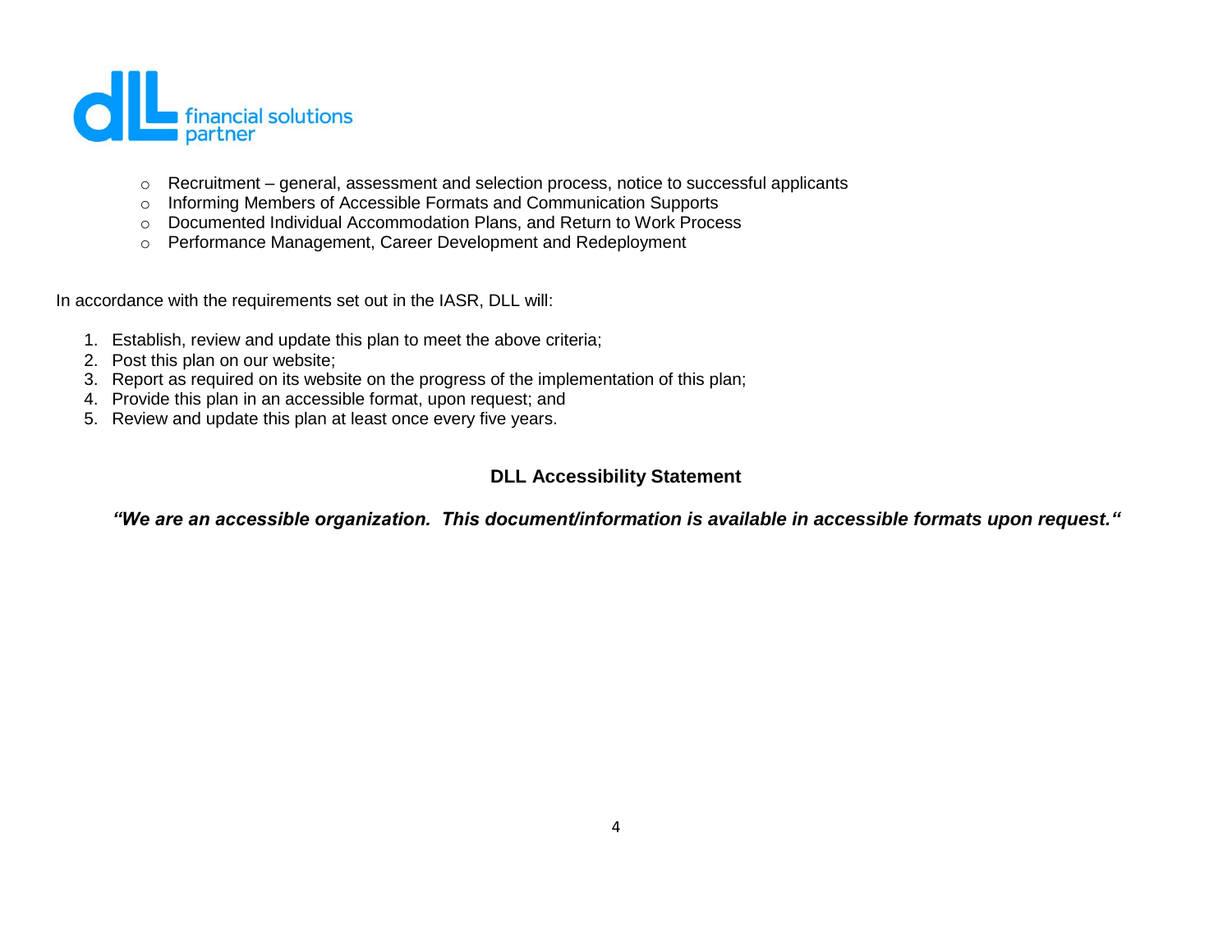- Recruitment – general, assessment and selection process, notice to successful applicants
- Informing Members of Accessible Formats and Communication Supports
- Documented Individual Accommodation Plans, and Return to Work Process
- Performance Management, Career Development and Redeployment

In accordance with the requirements set out in the IASR, DLL will:

1. Establish, review and update this plan to meet the above criteria;
2. Post this plan on our website;
3. Report as required on its website on the progress of the implementation of this plan;
4. Provide this plan in an accessible format, upon request; and
5. Review and update this plan at least once every five years.

**DLL Accessibility Statement**

***"We are an accessible organization.  This document/information is available in accessible formats upon request."***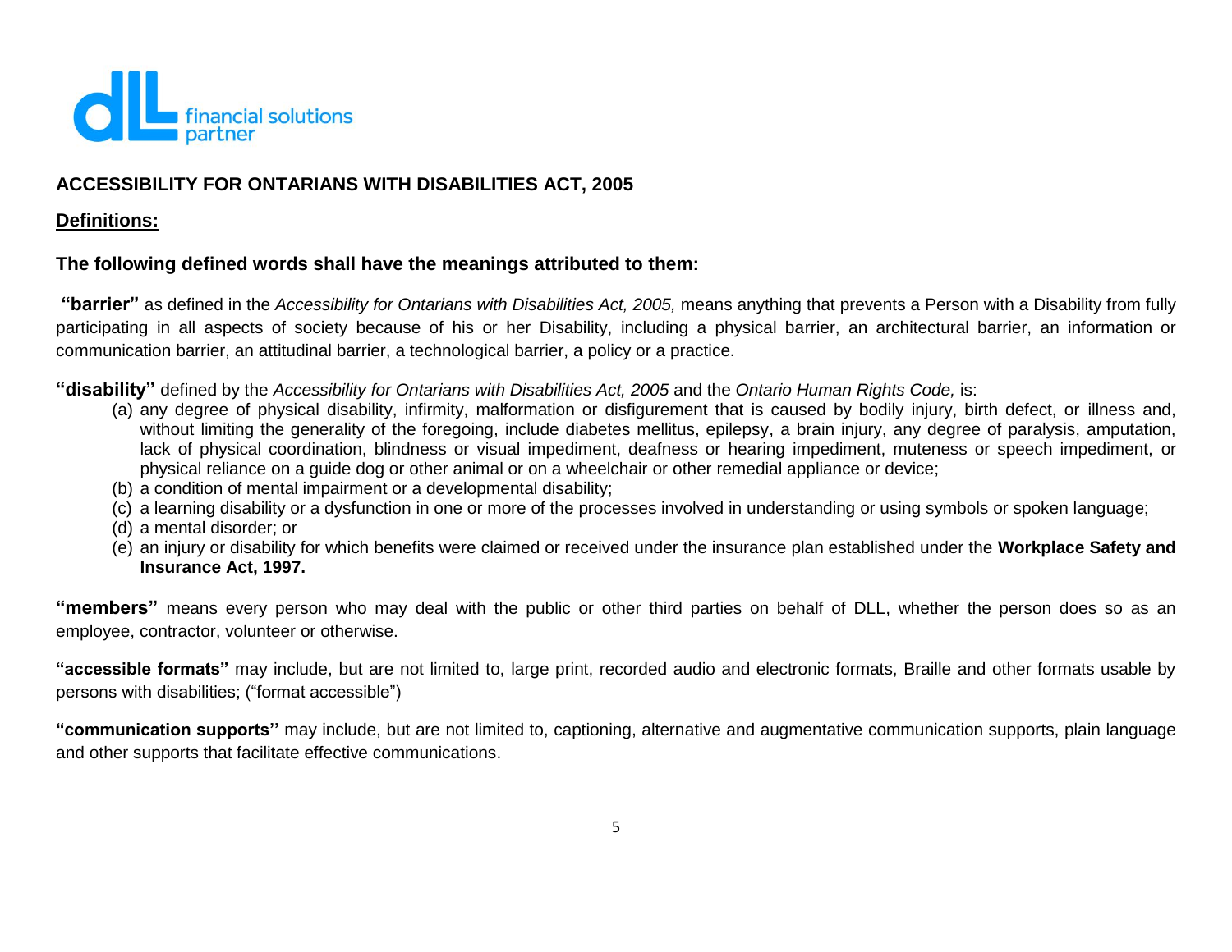## ACCESSIBILITY FOR ONTARIANS WITH DISABILITIES ACT, 2005

### Definitions:

### The following defined words shall have the meanings attributed to them:

**"barrier"** as defined in the *Accessibility for Ontarians with Disabilities Act, 2005,* means anything that prevents a Person with a Disability from fully participating in all aspects of society because of his or her Disability, including a physical barrier, an architectural barrier, an information or communication barrier, an attitudinal barrier, a technological barrier, a policy or a practice.

**"disability"** defined by the *Accessibility for Ontarians with Disabilities Act, 2005* and the *Ontario Human Rights Code,* is:

(a) any degree of physical disability, infirmity, malformation or disfigurement that is caused by bodily injury, birth defect, or illness and, without limiting the generality of the foregoing, include diabetes mellitus, epilepsy, a brain injury, any degree of paralysis, amputation, lack of physical coordination, blindness or visual impediment, deafness or hearing impediment, muteness or speech impediment, or physical reliance on a guide dog or other animal or on a wheelchair or other remedial appliance or device;
(b) a condition of mental impairment or a developmental disability;
(c) a learning disability or a dysfunction in one or more of the processes involved in understanding or using symbols or spoken language;
(d) a mental disorder; or
(e) an injury or disability for which benefits were claimed or received under the insurance plan established under the **Workplace Safety and Insurance Act, 1997.**

**"members"** means every person who may deal with the public or other third parties on behalf of DLL, whether the person does so as an employee, contractor, volunteer or otherwise.

**"accessible formats"** may include, but are not limited to, large print, recorded audio and electronic formats, Braille and other formats usable by persons with disabilities; ("format accessible")

**"communication supports''** may include, but are not limited to, captioning, alternative and augmentative communication supports, plain language and other supports that facilitate effective communications.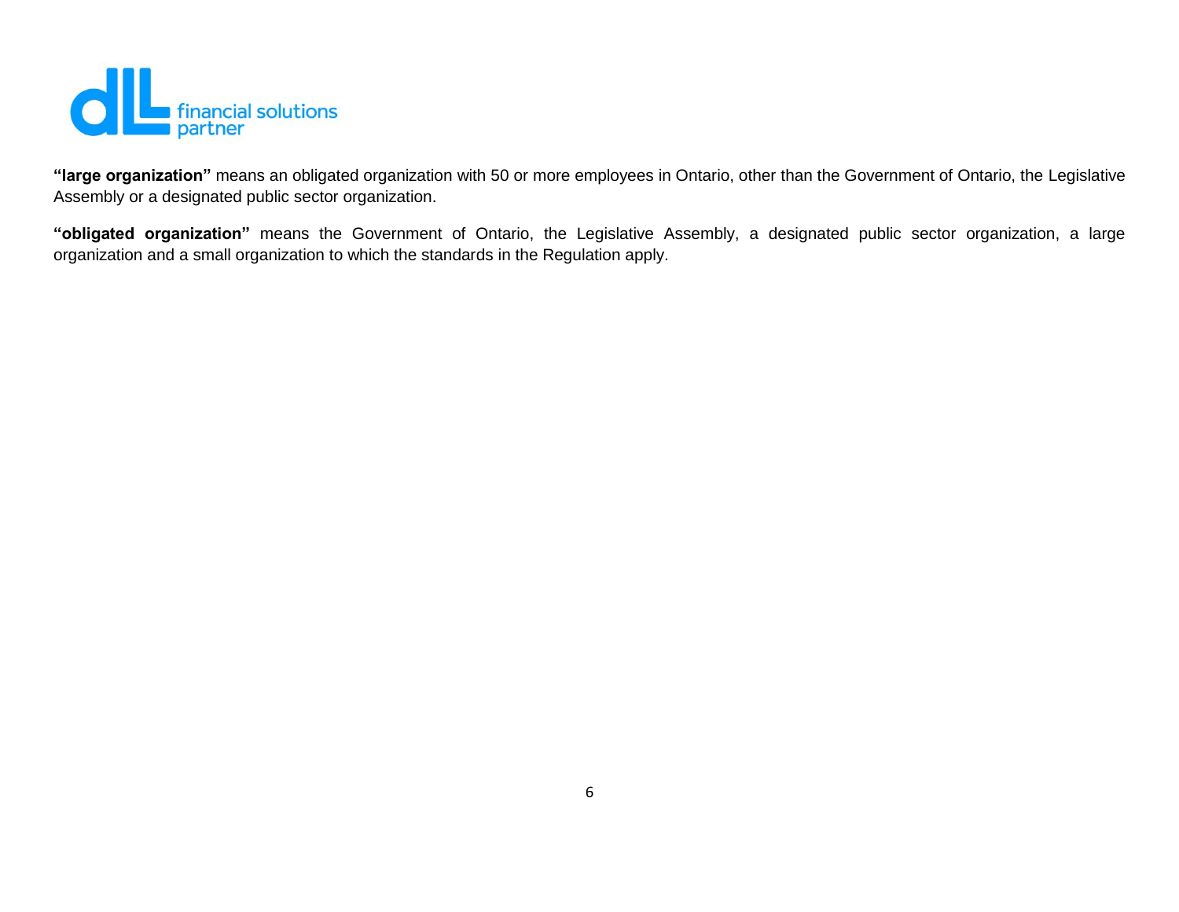**"large organization"** means an obligated organization with 50 or more employees in Ontario, other than the Government of Ontario, the Legislative Assembly or a designated public sector organization.

**"obligated organization"** means the Government of Ontario, the Legislative Assembly, a designated public sector organization, a large organization and a small organization to which the standards in the Regulation apply.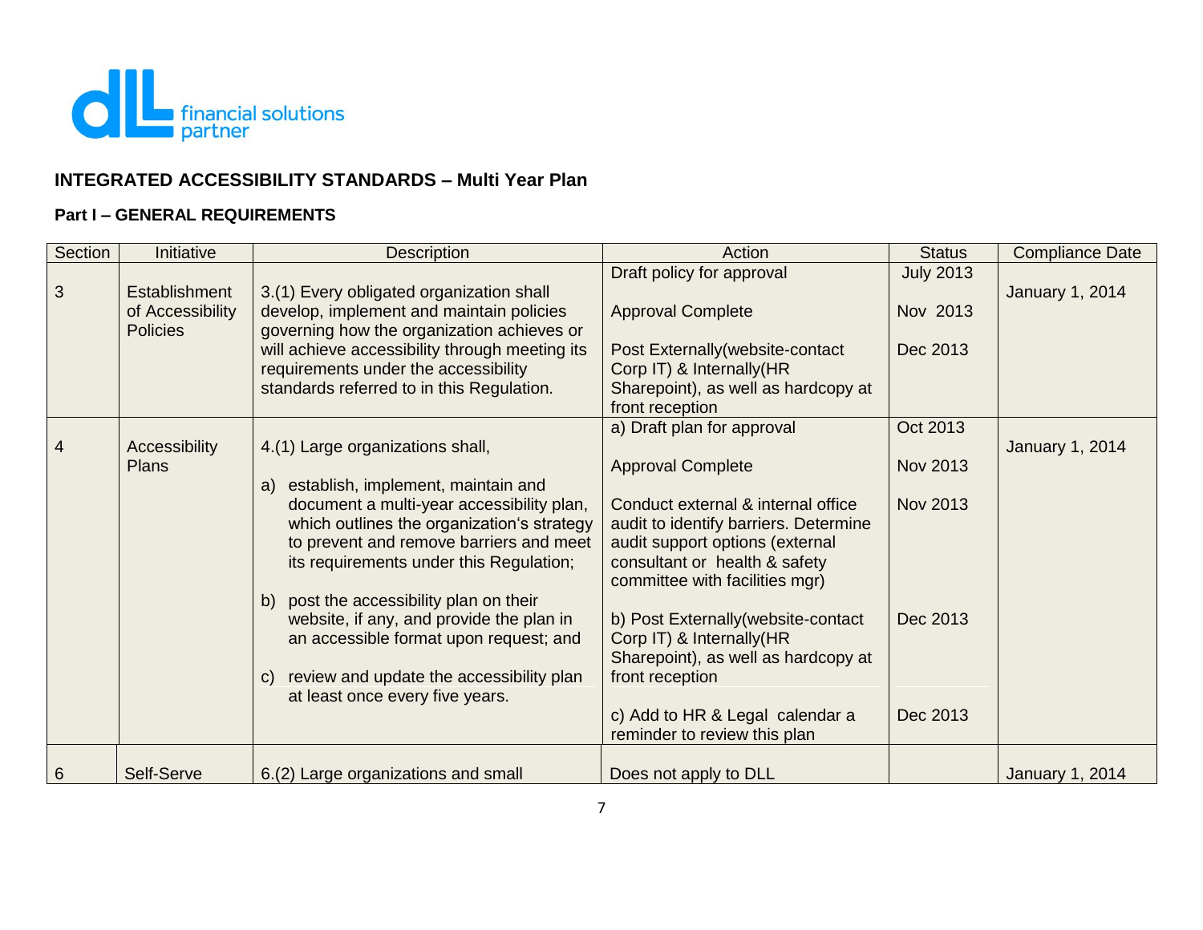## INTEGRATED ACCESSIBILITY STANDARDS – Multi Year Plan

### Part I – GENERAL REQUIREMENTS

| Section | Initiative | Description | Action | Status | Compliance Date |
|---|---|---|---|---|---|
| 3 | Establishment of Accessibility Policies | 3.(1) Every obligated organization shall develop, implement and maintain policies governing how the organization achieves or will achieve accessibility through meeting its requirements under the accessibility standards referred to in this Regulation. | Draft policy for approval<br><br>Approval Complete<br><br>Post Externally(website-contact Corp IT) & Internally(HR Sharepoint), as well as hardcopy at front reception | July 2013<br><br>Nov 2013<br><br>Dec 2013 | January 1, 2014 |
| 4 | Accessibility Plans | 4.(1) Large organizations shall,<br><br>a) establish, implement, maintain and document a multi-year accessibility plan, which outlines the organization's strategy to prevent and remove barriers and meet its requirements under this Regulation;<br><br>b) post the accessibility plan on their website, if any, and provide the plan in an accessible format upon request; and<br><br>c) review and update the accessibility plan at least once every five years. | a) Draft plan for approval<br><br>Approval Complete<br><br>Conduct external & internal office audit to identify barriers. Determine audit support options (external consultant or health & safety committee with facilities mgr)<br><br>b) Post Externally(website-contact Corp IT) & Internally(HR Sharepoint), as well as hardcopy at front reception<br><br>c) Add to HR & Legal calendar a reminder to review this plan | Oct 2013<br><br>Nov 2013<br><br>Nov 2013<br><br>Dec 2013<br><br>Dec 2013 | January 1, 2014 |
| 6 | Self-Serve | 6.(2) Large organizations and small | Does not apply to DLL | | January 1, 2014 |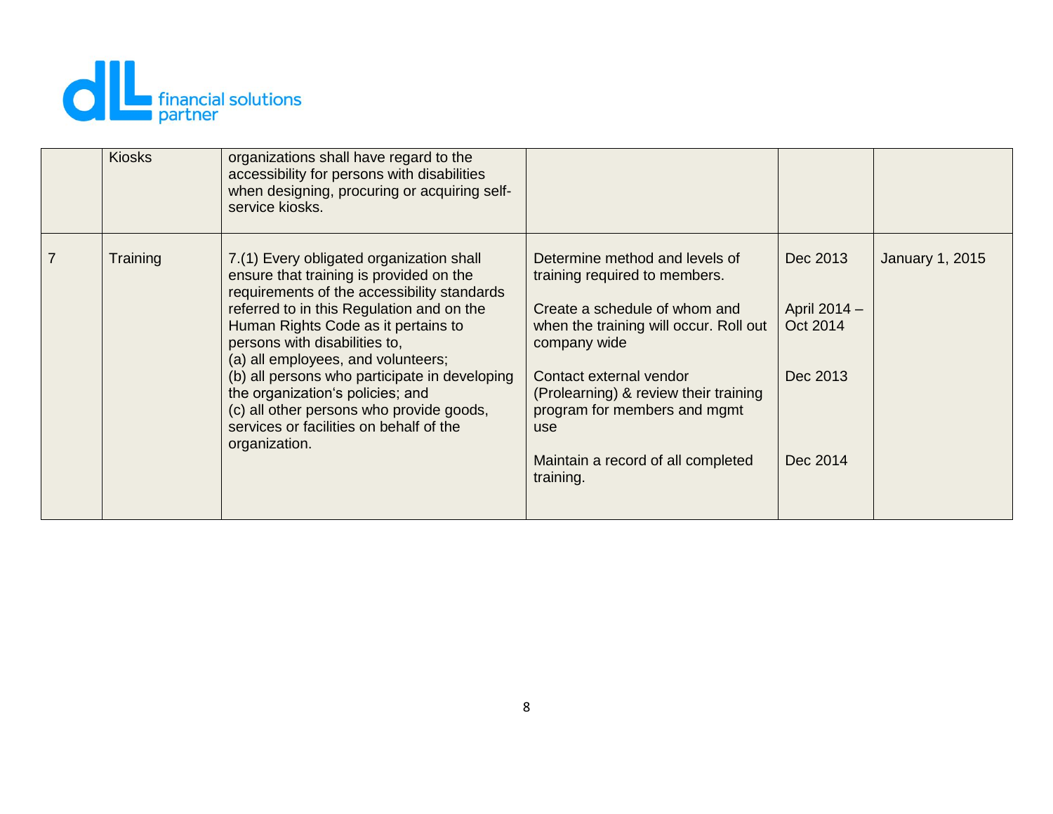| | | | | | |
|---|---|---|---|---|---|
| | Kiosks | organizations shall have regard to the accessibility for persons with disabilities when designing, procuring or acquiring self-service kiosks. | | | |
| 7 | Training | 7.(1) Every obligated organization shall ensure that training is provided on the requirements of the accessibility standards referred to in this Regulation and on the Human Rights Code as it pertains to persons with disabilities to,<br>(a) all employees, and volunteers;<br>(b) all persons who participate in developing the organization's policies; and<br>(c) all other persons who provide goods, services or facilities on behalf of the organization. | Determine method and levels of training required to members.<br><br>Create a schedule of whom and when the training will occur. Roll out company wide<br><br>Contact external vendor (Prolearning) & review their training program for members and mgmt use<br><br>Maintain a record of all completed training. | Dec 2013<br><br>April 2014 – Oct 2014<br><br>Dec 2013<br><br>Dec 2014 | January 1, 2015 |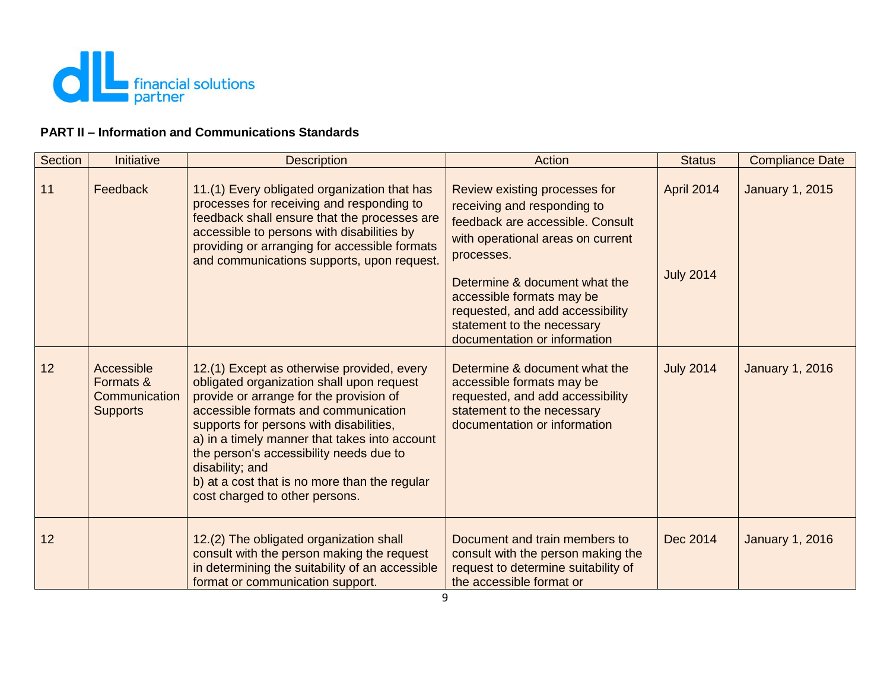## PART II – Information and Communications Standards

| Section | Initiative | Description | Action | Status | Compliance Date |
|---|---|---|---|---|---|
| 11 | Feedback | 11.(1) Every obligated organization that has processes for receiving and responding to feedback shall ensure that the processes are accessible to persons with disabilities by providing or arranging for accessible formats and communications supports, upon request. | Review existing processes for receiving and responding to feedback are accessible. Consult with operational areas on current processes.<br><br>Determine & document what the accessible formats may be requested, and add accessibility statement to the necessary documentation or information | April 2014<br><br>July 2014 | January 1, 2015 |
| 12 | Accessible Formats & Communication Supports | 12.(1) Except as otherwise provided, every obligated organization shall upon request provide or arrange for the provision of accessible formats and communication supports for persons with disabilities,<br>a) in a timely manner that takes into account the person's accessibility needs due to disability; and<br>b) at a cost that is no more than the regular cost charged to other persons. | Determine & document what the accessible formats may be requested, and add accessibility statement to the necessary documentation or information | July 2014 | January 1, 2016 |
| 12 | | 12.(2) The obligated organization shall consult with the person making the request in determining the suitability of an accessible format or communication support. | Document and train members to consult with the person making the request to determine suitability of the accessible format or | Dec 2014 | January 1, 2016 |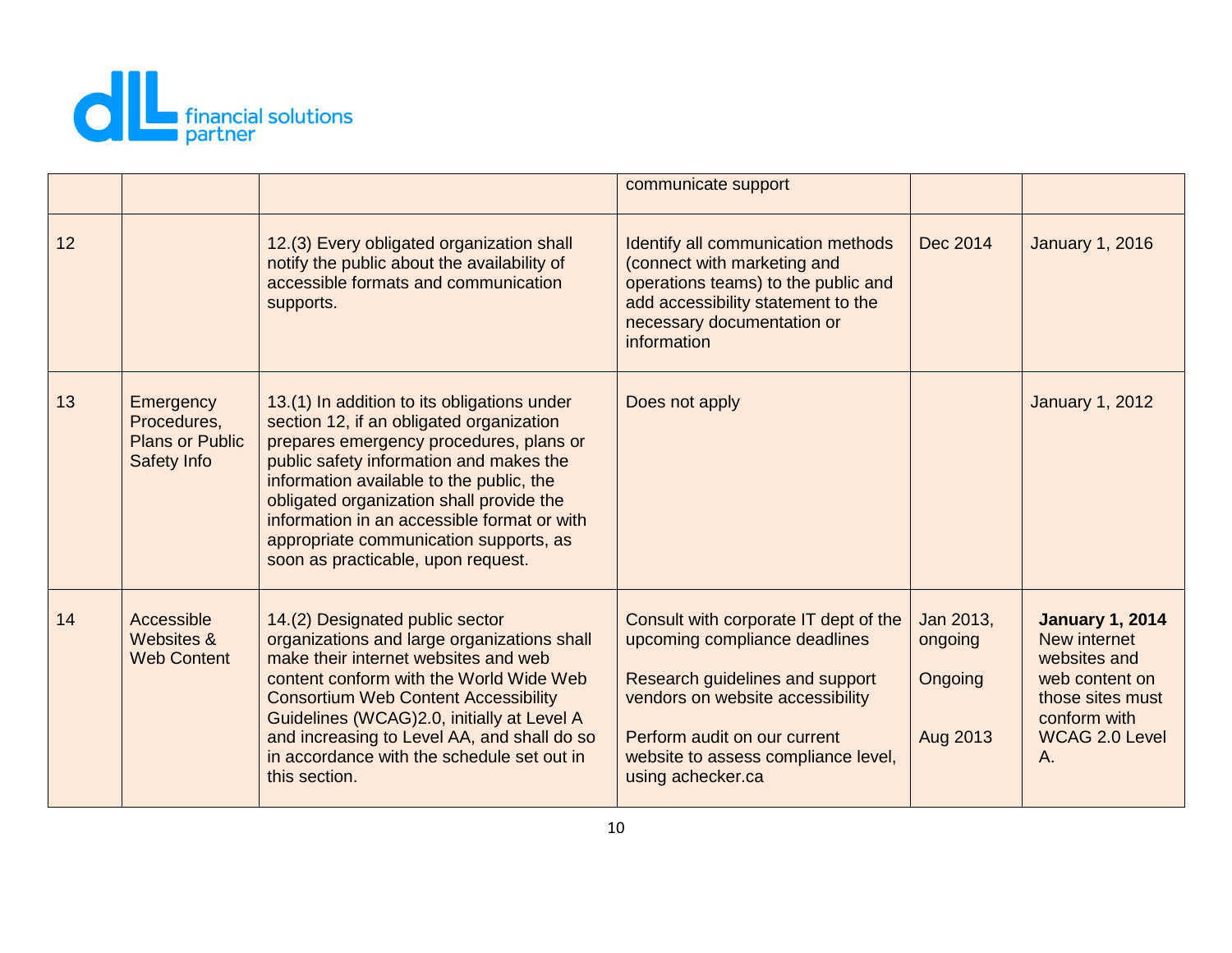| | | | | | |
|---|---|---|---|---|---|
| | | | communicate support | | |
| 12 | | 12.(3) Every obligated organization shall notify the public about the availability of accessible formats and communication supports. | Identify all communication methods (connect with marketing and operations teams) to the public and add accessibility statement to the necessary documentation or information | Dec 2014 | January 1, 2016 |
| 13 | Emergency Procedures, Plans or Public Safety Info | 13.(1) In addition to its obligations under section 12, if an obligated organization prepares emergency procedures, plans or public safety information and makes the information available to the public, the obligated organization shall provide the information in an accessible format or with appropriate communication supports, as soon as practicable, upon request. | Does not apply | | January 1, 2012 |
| 14 | Accessible Websites & Web Content | 14.(2) Designated public sector organizations and large organizations shall make their internet websites and web content conform with the World Wide Web Consortium Web Content Accessibility Guidelines (WCAG)2.0, initially at Level A and increasing to Level AA, and shall do so in accordance with the schedule set out in this section. | Consult with corporate IT dept of the upcoming compliance deadlines<br><br>Research guidelines and support vendors on website accessibility<br><br>Perform audit on our current website to assess compliance level, using achecker.ca | Jan 2013, ongoing<br><br>Ongoing<br><br>Aug 2013 | **January 1, 2014** New internet websites and web content on those sites must conform with WCAG 2.0 Level A. |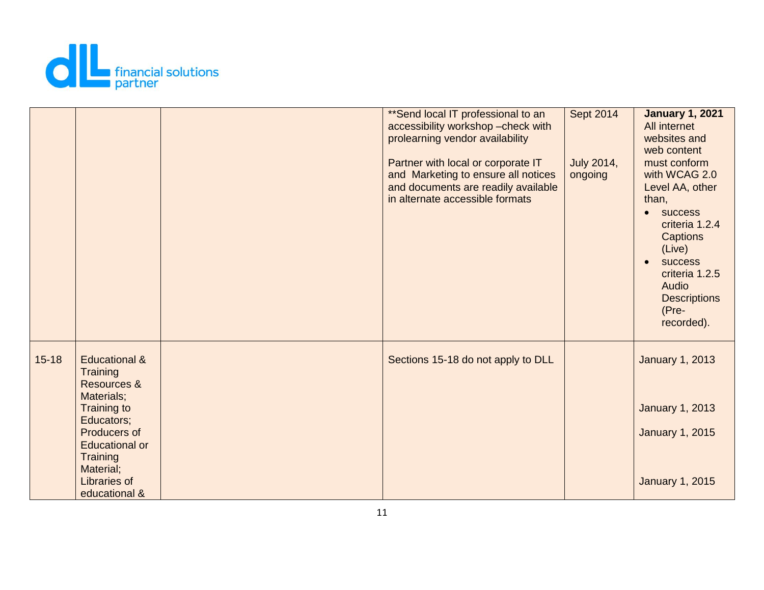| | | | | | |
|---|---|---|---|---|---|
| | | | **Send local IT professional to an accessibility workshop –check with prolearning vendor availability<br><br>Partner with local or corporate IT and Marketing to ensure all notices and documents are readily available in alternate accessible formats | Sept 2014<br><br>July 2014, ongoing | **January 1, 2021** All internet websites and web content must conform with WCAG 2.0 Level AA, other than,<br>• success criteria 1.2.4 Captions (Live)<br>• success criteria 1.2.5 Audio Descriptions (Pre-recorded). |
| 15-18 | Educational & Training Resources & Materials; Training to Educators; Producers of Educational or Training Material; Libraries of educational & | | Sections 15-18 do not apply to DLL | | January 1, 2013<br><br>January 1, 2013<br><br>January 1, 2015<br><br>January 1, 2015 |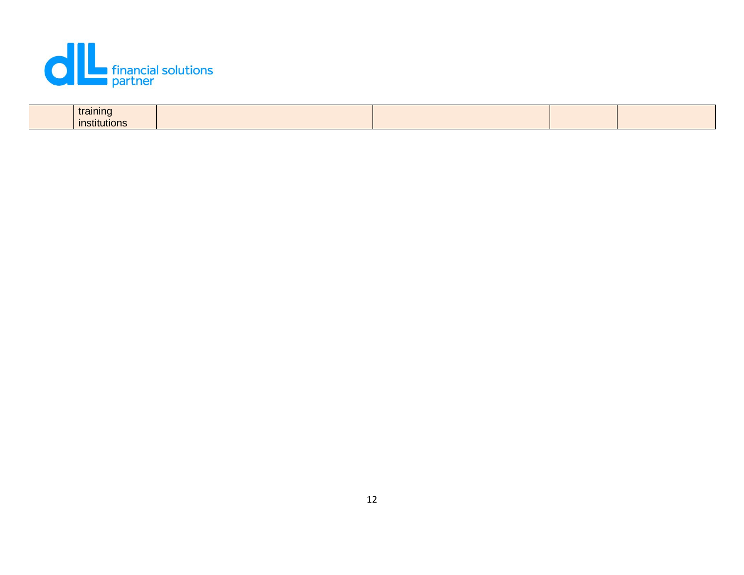| | | | | | |
|---|---|---|---|---|---|
| | training institutions | | | | |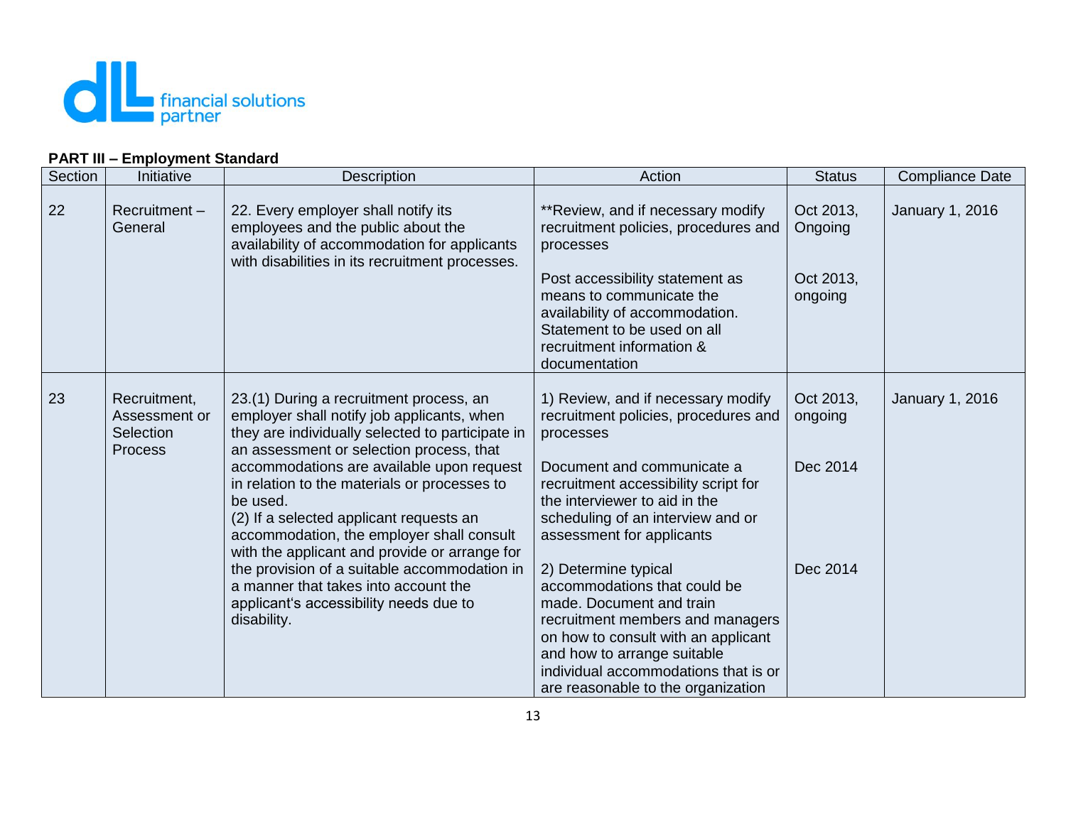**PART III – Employment Standard**

| Section | Initiative | Description | Action | Status | Compliance Date |
|---|---|---|---|---|---|
| 22 | Recruitment – General | 22. Every employer shall notify its employees and the public about the availability of accommodation for applicants with disabilities in its recruitment processes. | **Review, and if necessary modify recruitment policies, procedures and processes<br><br>Post accessibility statement as means to communicate the availability of accommodation. Statement to be used on all recruitment information & documentation | Oct 2013, Ongoing<br><br>Oct 2013, ongoing | January 1, 2016 |
| 23 | Recruitment, Assessment or Selection Process | 23.(1) During a recruitment process, an employer shall notify job applicants, when they are individually selected to participate in an assessment or selection process, that accommodations are available upon request in relation to the materials or processes to be used.<br>(2) If a selected applicant requests an accommodation, the employer shall consult with the applicant and provide or arrange for the provision of a suitable accommodation in a manner that takes into account the applicant's accessibility needs due to disability. | 1) Review, and if necessary modify recruitment policies, procedures and processes<br><br>Document and communicate a recruitment accessibility script for the interviewer to aid in the scheduling of an interview and or assessment for applicants<br><br>2) Determine typical accommodations that could be made. Document and train recruitment members and managers on how to consult with an applicant and how to arrange suitable individual accommodations that is or are reasonable to the organization | Oct 2013, ongoing<br><br>Dec 2014<br><br>Dec 2014 | January 1, 2016 |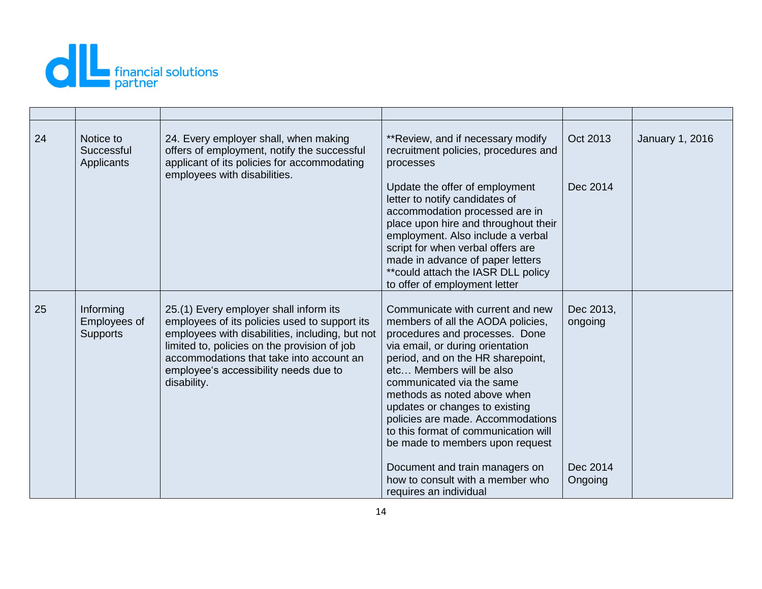| | | | | | |
|---|---|---|---|---|---|
| 24 | Notice to Successful Applicants | 24. Every employer shall, when making offers of employment, notify the successful applicant of its policies for accommodating employees with disabilities. | **Review, and if necessary modify recruitment policies, procedures and processes<br><br>Update the offer of employment letter to notify candidates of accommodation processed are in place upon hire and throughout their employment. Also include a verbal script for when verbal offers are made in advance of paper letters **could attach the IASR DLL policy to offer of employment letter | Oct 2013<br><br>Dec 2014 | January 1, 2016 |
| 25 | Informing Employees of Supports | 25.(1) Every employer shall inform its employees of its policies used to support its employees with disabilities, including, but not limited to, policies on the provision of job accommodations that take into account an employee's accessibility needs due to disability. | Communicate with current and new members of all the AODA policies, procedures and processes. Done via email, or during orientation period, and on the HR sharepoint, etc… Members will be also communicated via the same methods as noted above when updates or changes to existing policies are made. Accommodations to this format of communication will be made to members upon request<br><br>Document and train managers on how to consult with a member who requires an individual | Dec 2013, ongoing<br><br>Dec 2014 Ongoing | |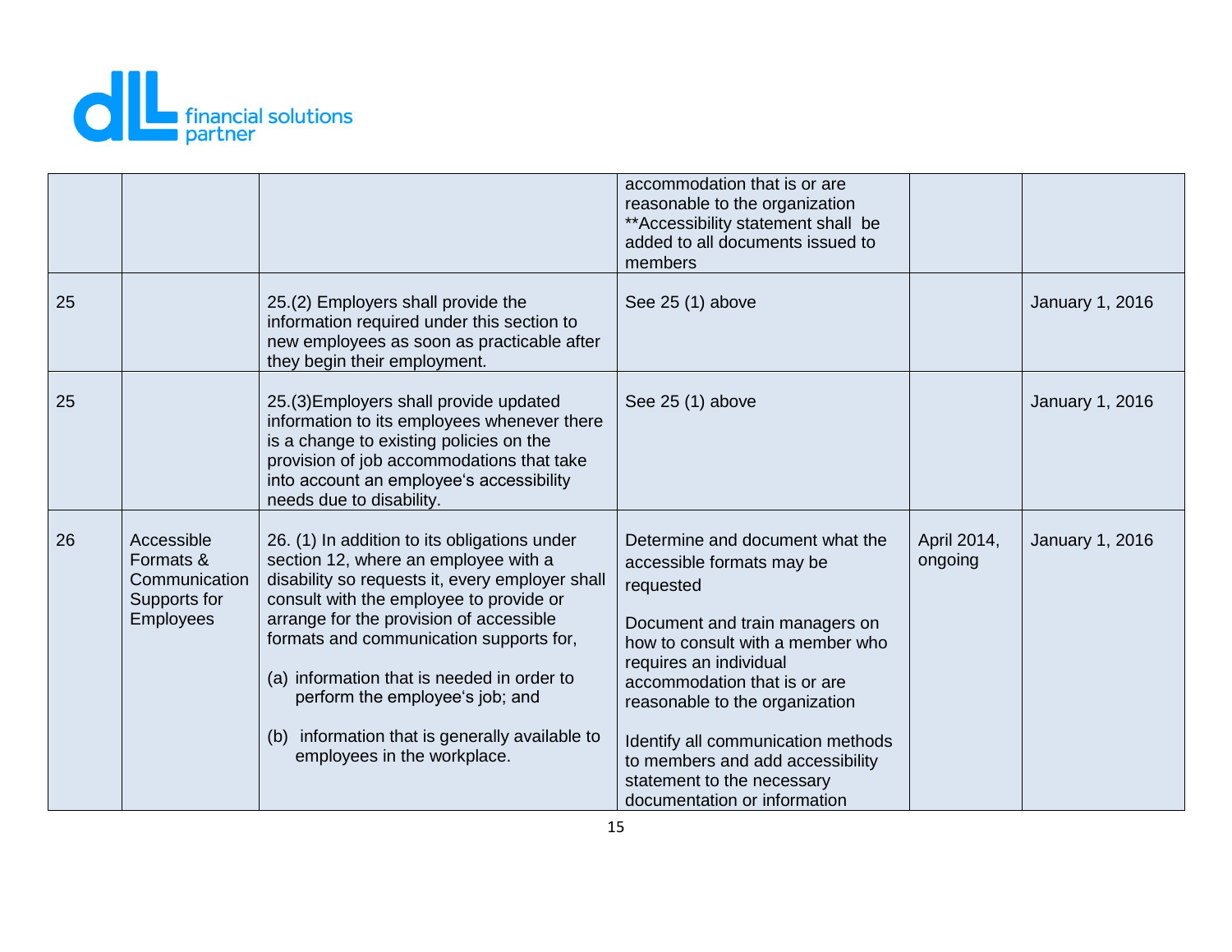| | | | | | |
|---|---|---|---|---|---|
| | | | accommodation that is or are reasonable to the organization **Accessibility statement shall be added to all documents issued to members | | |
| 25 | | 25.(2) Employers shall provide the information required under this section to new employees as soon as practicable after they begin their employment. | See 25 (1) above | | January 1, 2016 |
| 25 | | 25.(3)Employers shall provide updated information to its employees whenever there is a change to existing policies on the provision of job accommodations that take into account an employee's accessibility needs due to disability. | See 25 (1) above | | January 1, 2016 |
| 26 | Accessible Formats & Communication Supports for Employees | 26. (1) In addition to its obligations under section 12, where an employee with a disability so requests it, every employer shall consult with the employee to provide or arrange for the provision of accessible formats and communication supports for,<br><br>(a) information that is needed in order to perform the employee's job; and<br><br>(b) information that is generally available to employees in the workplace. | Determine and document what the accessible formats may be requested<br><br>Document and train managers on how to consult with a member who requires an individual accommodation that is or are reasonable to the organization<br><br>Identify all communication methods to members and add accessibility statement to the necessary documentation or information | April 2014, ongoing | January 1, 2016 |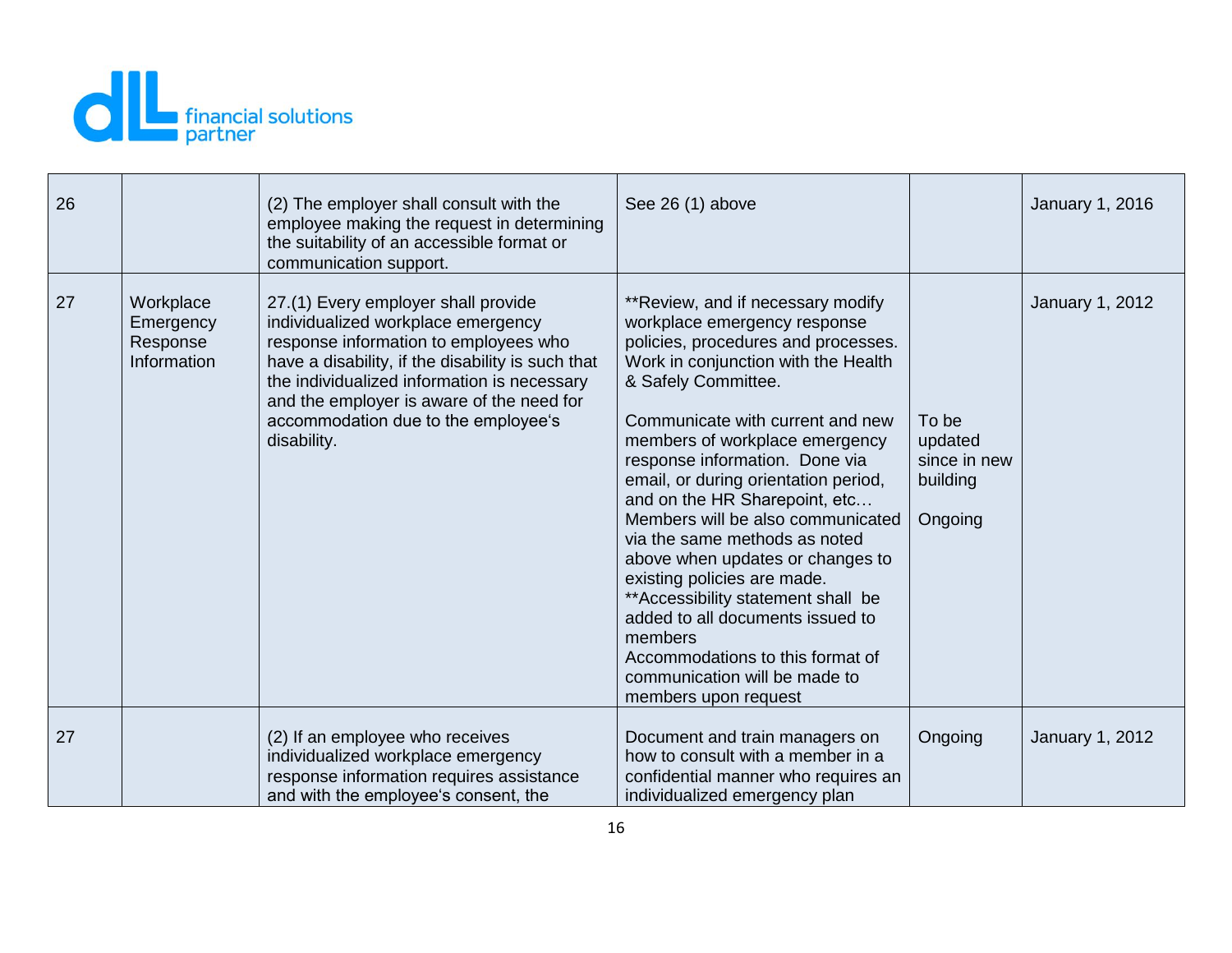| | | | | | |
|---|---|---|---|---|---|
| 26 | | (2) The employer shall consult with the employee making the request in determining the suitability of an accessible format or communication support. | See 26 (1) above | | January 1, 2016 |
| 27 | Workplace Emergency Response Information | 27.(1) Every employer shall provide individualized workplace emergency response information to employees who have a disability, if the disability is such that the individualized information is necessary and the employer is aware of the need for accommodation due to the employee's disability. | **Review, and if necessary modify workplace emergency response policies, procedures and processes. Work in conjunction with the Health & Safely Committee.<br><br>Communicate with current and new members of workplace emergency response information. Done via email, or during orientation period, and on the HR Sharepoint, etc… Members will be also communicated via the same methods as noted above when updates or changes to existing policies are made.<br>**Accessibility statement shall be added to all documents issued to members<br>Accommodations to this format of communication will be made to members upon request | To be updated since in new building<br><br>Ongoing | January 1, 2012 |
| 27 | | (2) If an employee who receives individualized workplace emergency response information requires assistance and with the employee's consent, the | Document and train managers on how to consult with a member in a confidential manner who requires an individualized emergency plan | Ongoing | January 1, 2012 |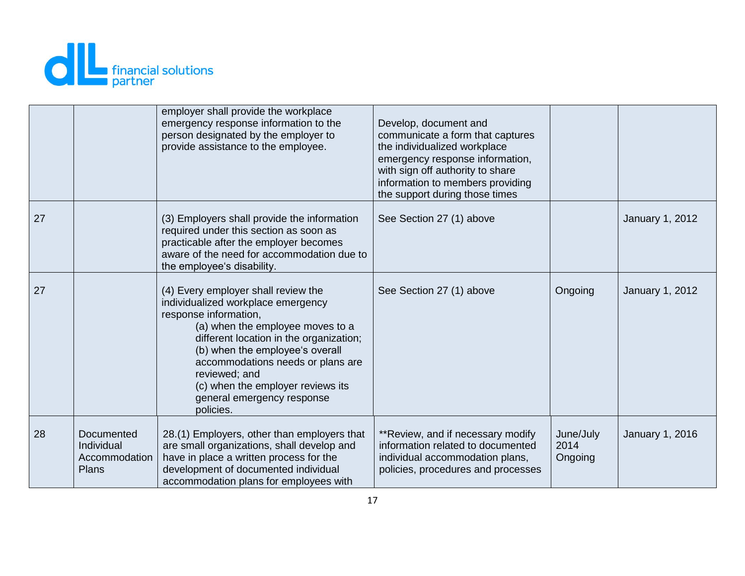| | | | | | |
|---|---|---|---|---|---|
| | | employer shall provide the workplace emergency response information to the person designated by the employer to provide assistance to the employee. | Develop, document and communicate a form that captures the individualized workplace emergency response information, with sign off authority to share information to members providing the support during those times | | |
| 27 | | (3) Employers shall provide the information required under this section as soon as practicable after the employer becomes aware of the need for accommodation due to the employee's disability. | See Section 27 (1) above | | January 1, 2012 |
| 27 | | (4) Every employer shall review the individualized workplace emergency response information,<br>(a) when the employee moves to a different location in the organization;<br>(b) when the employee's overall accommodations needs or plans are reviewed; and<br>(c) when the employer reviews its general emergency response policies. | See Section 27 (1) above | Ongoing | January 1, 2012 |
| 28 | Documented Individual Accommodation Plans | 28.(1) Employers, other than employers that are small organizations, shall develop and have in place a written process for the development of documented individual accommodation plans for employees with | **Review, and if necessary modify information related to documented individual accommodation plans, policies, procedures and processes | June/July 2014 Ongoing | January 1, 2016 |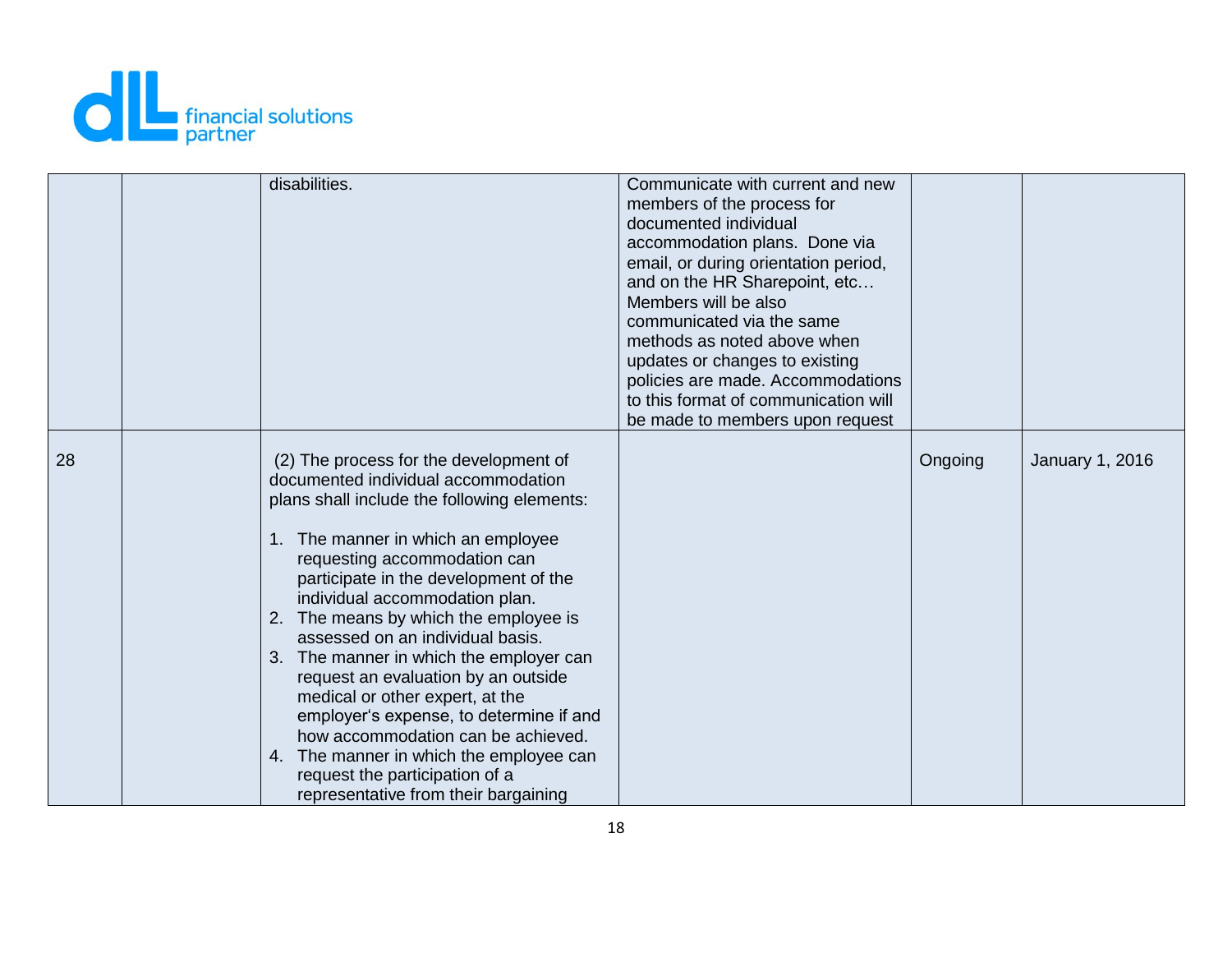| | | | | | |
|---|---|---|---|---|---|
| | | disabilities. | Communicate with current and new members of the process for documented individual accommodation plans. Done via email, or during orientation period, and on the HR Sharepoint, etc… Members will be also communicated via the same methods as noted above when updates or changes to existing policies are made. Accommodations to this format of communication will be made to members upon request | | |
| 28 | | (2) The process for the development of documented individual accommodation plans shall include the following elements:<br><br>1. The manner in which an employee requesting accommodation can participate in the development of the individual accommodation plan.<br>2. The means by which the employee is assessed on an individual basis.<br>3. The manner in which the employer can request an evaluation by an outside medical or other expert, at the employer's expense, to determine if and how accommodation can be achieved.<br>4. The manner in which the employee can request the participation of a representative from their bargaining | | Ongoing | January 1, 2016 |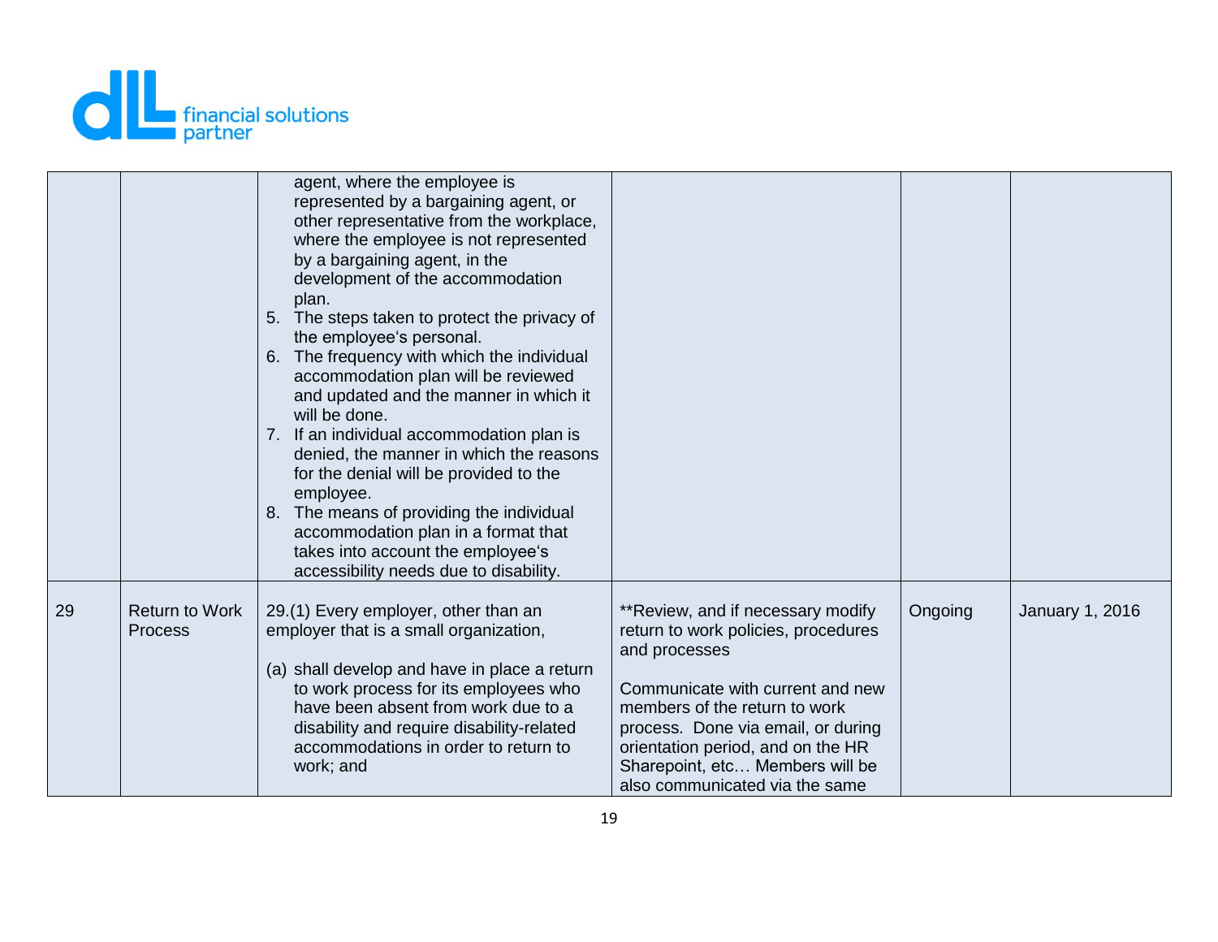| | | | | | |
|---|---|---|---|---|---|
| | | agent, where the employee is represented by a bargaining agent, or other representative from the workplace, where the employee is not represented by a bargaining agent, in the development of the accommodation plan.<br>5. The steps taken to protect the privacy of the employee's personal.<br>6. The frequency with which the individual accommodation plan will be reviewed and updated and the manner in which it will be done.<br>7. If an individual accommodation plan is denied, the manner in which the reasons for the denial will be provided to the employee.<br>8. The means of providing the individual accommodation plan in a format that takes into account the employee's accessibility needs due to disability. | | | |
| 29 | Return to Work Process | 29.(1) Every employer, other than an employer that is a small organization,<br><br>(a) shall develop and have in place a return to work process for its employees who have been absent from work due to a disability and require disability-related accommodations in order to return to work; and | **Review, and if necessary modify return to work policies, procedures and processes<br><br>Communicate with current and new members of the return to work process. Done via email, or during orientation period, and on the HR Sharepoint, etc… Members will be also communicated via the same | Ongoing | January 1, 2016 |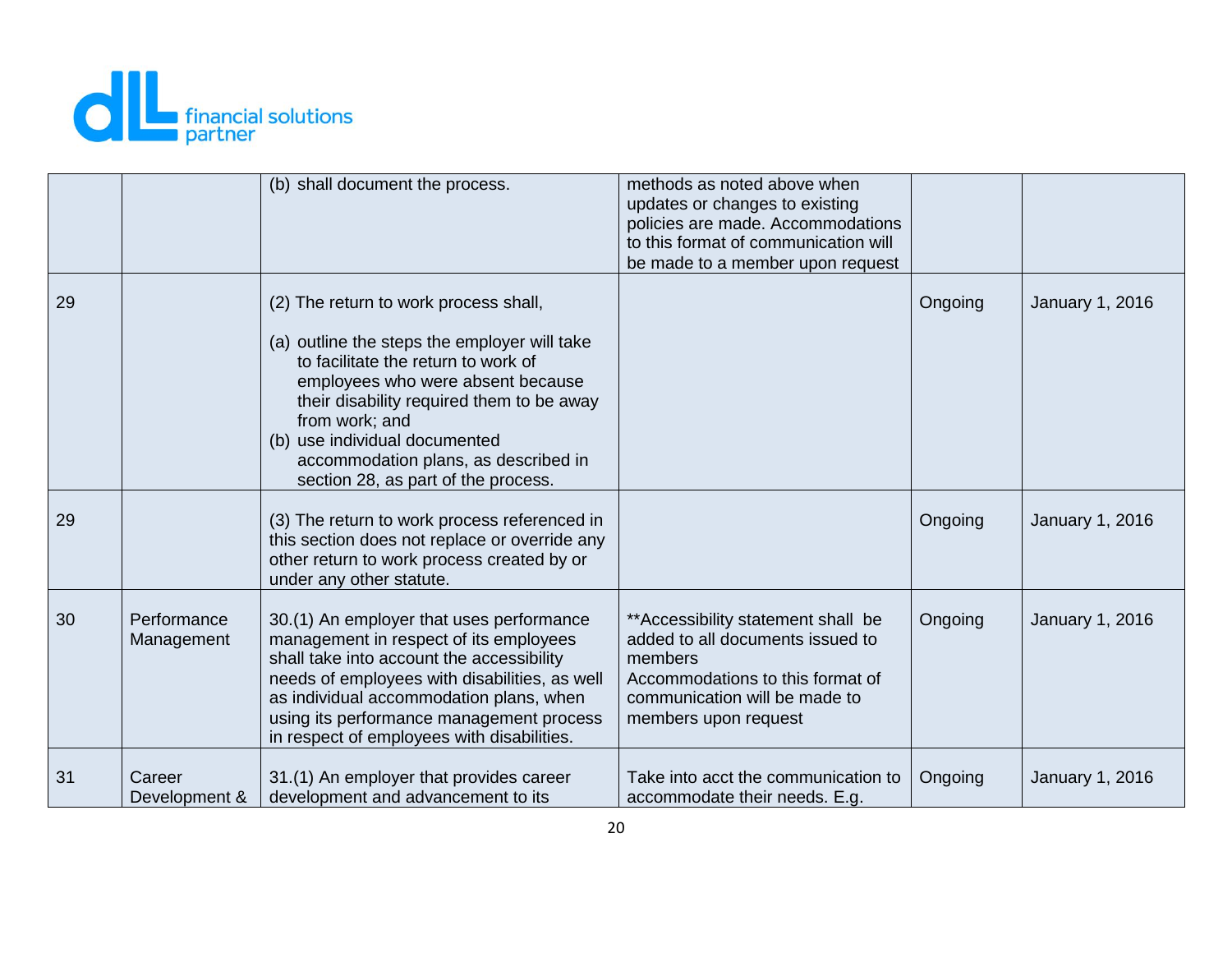| | | | | | |
|---|---|---|---|---|---|
| | | (b) shall document the process. | methods as noted above when updates or changes to existing policies are made. Accommodations to this format of communication will be made to a member upon request | | |
| 29 | | (2) The return to work process shall,<br><br>(a) outline the steps the employer will take to facilitate the return to work of employees who were absent because their disability required them to be away from work; and<br>(b) use individual documented accommodation plans, as described in section 28, as part of the process. | | Ongoing | January 1, 2016 |
| 29 | | (3) The return to work process referenced in this section does not replace or override any other return to work process created by or under any other statute. | | Ongoing | January 1, 2016 |
| 30 | Performance Management | 30.(1) An employer that uses performance management in respect of its employees shall take into account the accessibility needs of employees with disabilities, as well as individual accommodation plans, when using its performance management process in respect of employees with disabilities. | **Accessibility statement shall be added to all documents issued to members<br>Accommodations to this format of communication will be made to members upon request | Ongoing | January 1, 2016 |
| 31 | Career Development & | 31.(1) An employer that provides career development and advancement to its | Take into acct the communication to accommodate their needs. E.g. | Ongoing | January 1, 2016 |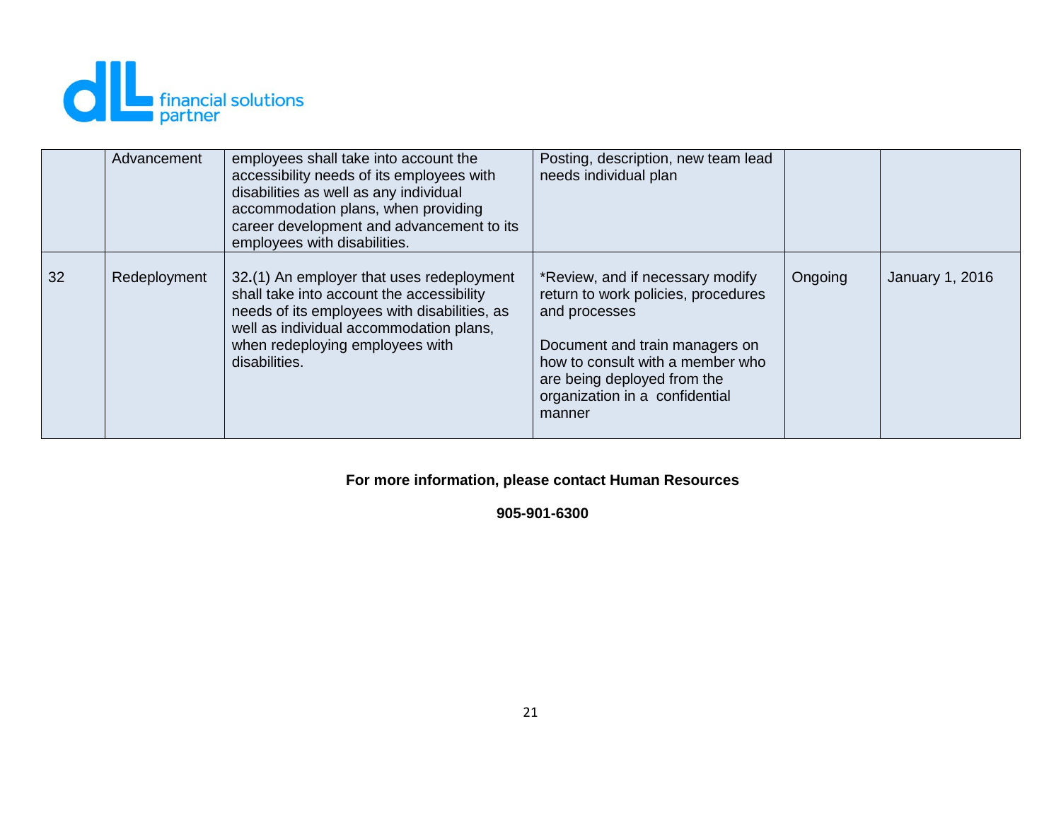| | | | | | |
|---|---|---|---|---|---|
| | Advancement | employees shall take into account the accessibility needs of its employees with disabilities as well as any individual accommodation plans, when providing career development and advancement to its employees with disabilities. | Posting, description, new team lead needs individual plan | | |
| 32 | Redeployment | 32.(1) An employer that uses redeployment shall take into account the accessibility needs of its employees with disabilities, as well as individual accommodation plans, when redeploying employees with disabilities. | *Review, and if necessary modify return to work policies, procedures and processes<br><br>Document and train managers on how to consult with a member who are being deployed from the organization in a confidential manner | Ongoing | January 1, 2016 |

**For more information, please contact Human Resources**

**905-901-6300**